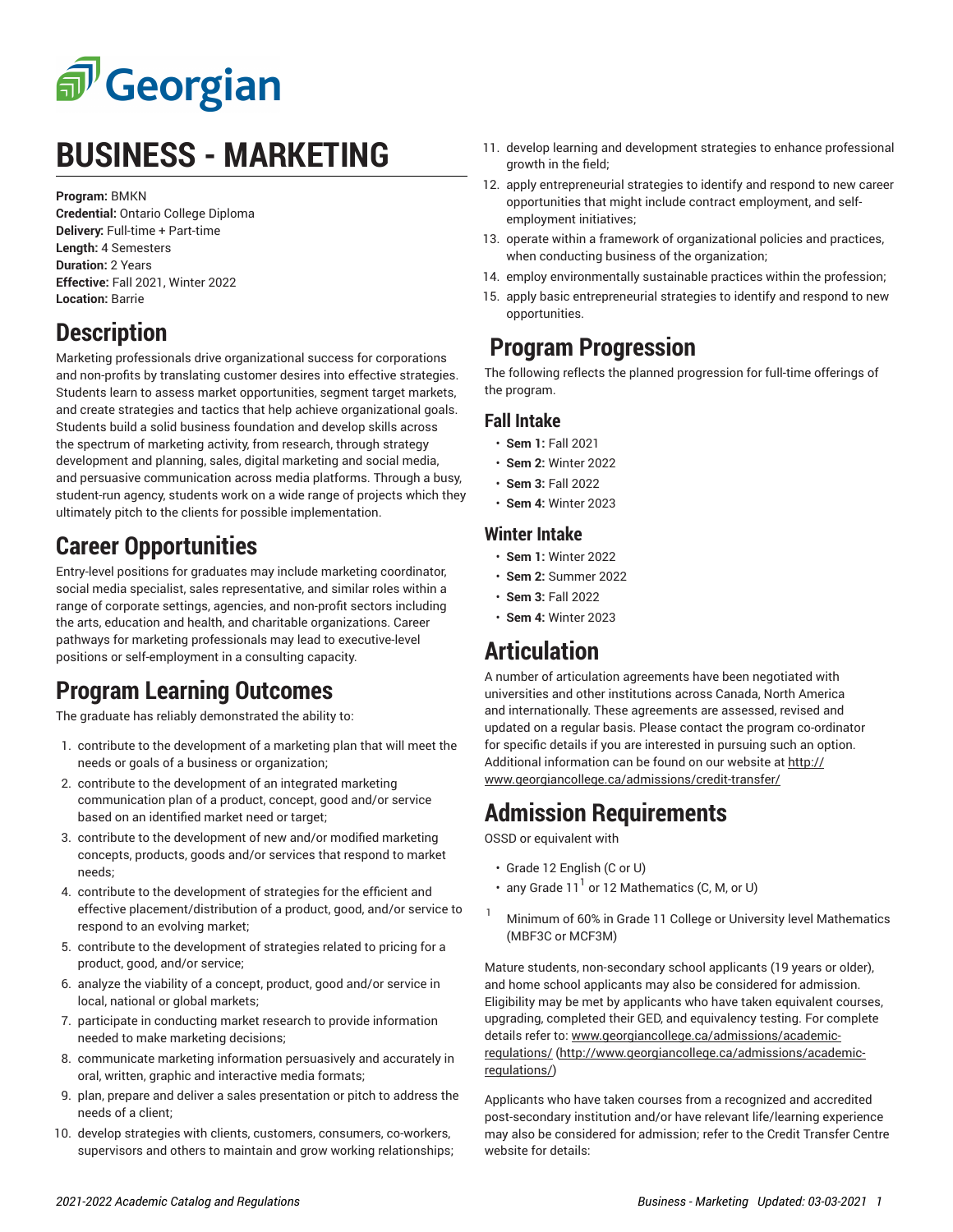# BUSINESS - MARKETING

**Program:** BMKN
**Credential:** Ontario College Diploma
**Delivery:** Full-time + Part-time
**Length:** 4 Semesters
**Duration:** 2 Years
**Effective:** Fall 2021, Winter 2022
**Location:** Barrie

## Description

Marketing professionals drive organizational success for corporations and non-profits by translating customer desires into effective strategies. Students learn to assess market opportunities, segment target markets, and create strategies and tactics that help achieve organizational goals. Students build a solid business foundation and develop skills across the spectrum of marketing activity, from research, through strategy development and planning, sales, digital marketing and social media, and persuasive communication across media platforms. Through a busy, student-run agency, students work on a wide range of projects which they ultimately pitch to the clients for possible implementation.

## Career Opportunities

Entry-level positions for graduates may include marketing coordinator, social media specialist, sales representative, and similar roles within a range of corporate settings, agencies, and non-profit sectors including the arts, education and health, and charitable organizations. Career pathways for marketing professionals may lead to executive-level positions or self-employment in a consulting capacity.

## Program Learning Outcomes

The graduate has reliably demonstrated the ability to:

1. contribute to the development of a marketing plan that will meet the needs or goals of a business or organization;
2. contribute to the development of an integrated marketing communication plan of a product, concept, good and/or service based on an identified market need or target;
3. contribute to the development of new and/or modified marketing concepts, products, goods and/or services that respond to market needs;
4. contribute to the development of strategies for the efficient and effective placement/distribution of a product, good, and/or service to respond to an evolving market;
5. contribute to the development of strategies related to pricing for a product, good, and/or service;
6. analyze the viability of a concept, product, good and/or service in local, national or global markets;
7. participate in conducting market research to provide information needed to make marketing decisions;
8. communicate marketing information persuasively and accurately in oral, written, graphic and interactive media formats;
9. plan, prepare and deliver a sales presentation or pitch to address the needs of a client;
10. develop strategies with clients, customers, consumers, co-workers, supervisors and others to maintain and grow working relationships;
11. develop learning and development strategies to enhance professional growth in the field;
12. apply entrepreneurial strategies to identify and respond to new career opportunities that might include contract employment, and self-employment initiatives;
13. operate within a framework of organizational policies and practices, when conducting business of the organization;
14. employ environmentally sustainable practices within the profession;
15. apply basic entrepreneurial strategies to identify and respond to new opportunities.

## Program Progression

The following reflects the planned progression for full-time offerings of the program.

### Fall Intake

- **Sem 1:** Fall 2021
- **Sem 2:** Winter 2022
- **Sem 3:** Fall 2022
- **Sem 4:** Winter 2023

### Winter Intake

- **Sem 1:** Winter 2022
- **Sem 2:** Summer 2022
- **Sem 3:** Fall 2022
- **Sem 4:** Winter 2023

## Articulation

A number of articulation agreements have been negotiated with universities and other institutions across Canada, North America and internationally. These agreements are assessed, revised and updated on a regular basis. Please contact the program co-ordinator for specific details if you are interested in pursuing such an option. Additional information can be found on our website at http://www.georgiancollege.ca/admissions/credit-transfer/

## Admission Requirements

OSSD or equivalent with

- Grade 12 English (C or U)
- any Grade 11[1] or 12 Mathematics (C, M, or U)

[1] Minimum of 60% in Grade 11 College or University level Mathematics (MBF3C or MCF3M)

Mature students, non-secondary school applicants (19 years or older), and home school applicants may also be considered for admission. Eligibility may be met by applicants who have taken equivalent courses, upgrading, completed their GED, and equivalency testing. For complete details refer to: www.georgiancollege.ca/admissions/academic-regulations/ (http://www.georgiancollege.ca/admissions/academic-regulations/)

Applicants who have taken courses from a recognized and accredited post-secondary institution and/or have relevant life/learning experience may also be considered for admission; refer to the Credit Transfer Centre website for details: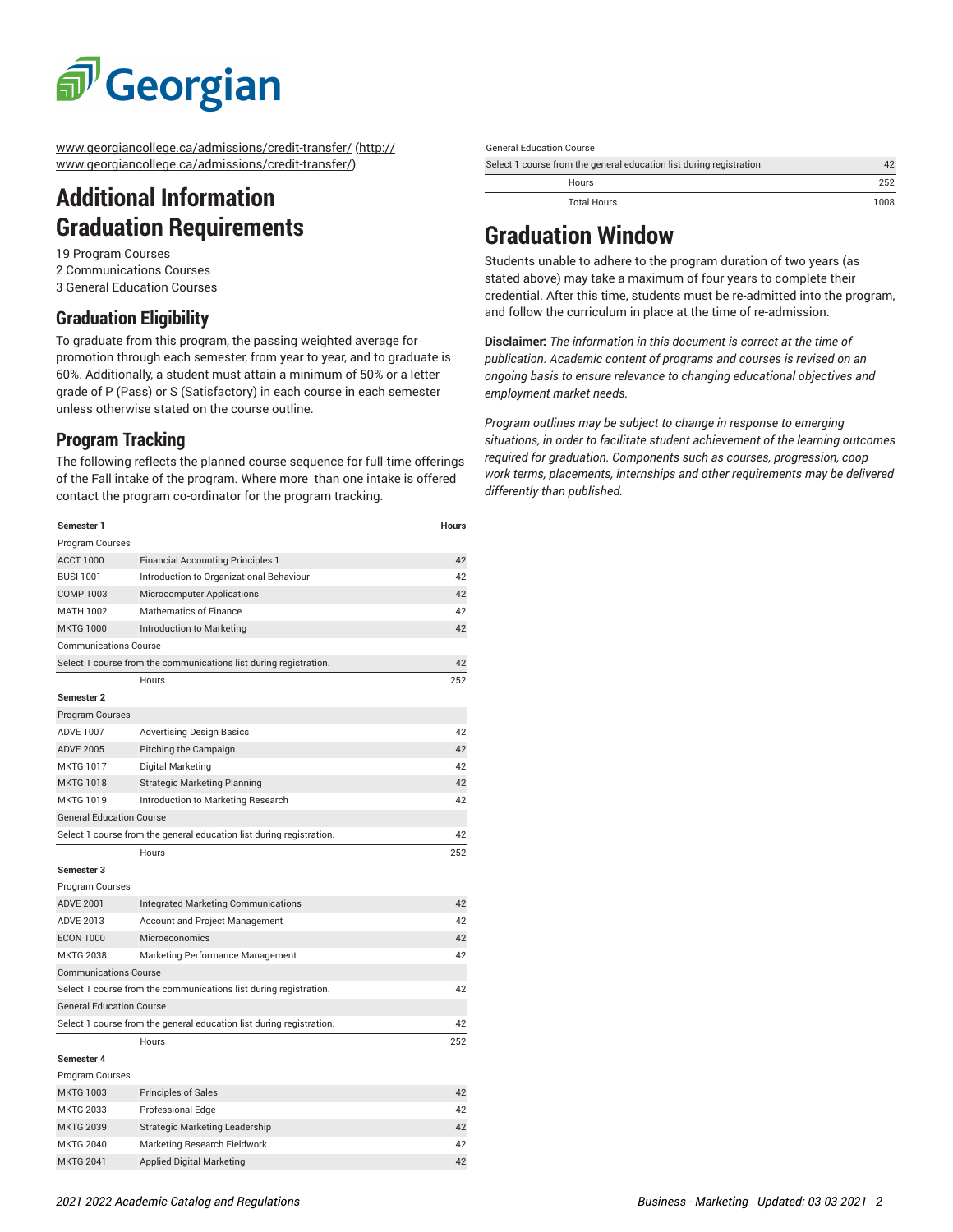www.georgiancollege.ca/admissions/credit-transfer/ (http://www.georgiancollege.ca/admissions/credit-transfer/)

# Additional Information

# Graduation Requirements

19 Program Courses
2 Communications Courses
3 General Education Courses

## Graduation Eligibility

To graduate from this program, the passing weighted average for promotion through each semester, from year to year, and to graduate is 60%. Additionally, a student must attain a minimum of 50% or a letter grade of P (Pass) or S (Satisfactory) in each course in each semester unless otherwise stated on the course outline.

## Program Tracking

The following reflects the planned course sequence for full-time offerings of the Fall intake of the program. Where more than one intake is offered contact the program co-ordinator for the program tracking.

| **Semester 1** | | **Hours** |
|---|---|---|
| Program Courses | | |
| ACCT 1000 | Financial Accounting Principles 1 | 42 |
| BUSI 1001 | Introduction to Organizational Behaviour | 42 |
| COMP 1003 | Microcomputer Applications | 42 |
| MATH 1002 | Mathematics of Finance | 42 |
| MKTG 1000 | Introduction to Marketing | 42 |
| Communications Course | | |
| Select 1 course from the communications list during registration. | | 42 |
| | Hours | 252 |
| **Semester 2** | | |
| Program Courses | | |
| ADVE 1007 | Advertising Design Basics | 42 |
| ADVE 2005 | Pitching the Campaign | 42 |
| MKTG 1017 | Digital Marketing | 42 |
| MKTG 1018 | Strategic Marketing Planning | 42 |
| MKTG 1019 | Introduction to Marketing Research | 42 |
| General Education Course | | |
| Select 1 course from the general education list during registration. | | 42 |
| | Hours | 252 |
| **Semester 3** | | |
| Program Courses | | |
| ADVE 2001 | Integrated Marketing Communications | 42 |
| ADVE 2013 | Account and Project Management | 42 |
| ECON 1000 | Microeconomics | 42 |
| MKTG 2038 | Marketing Performance Management | 42 |
| Communications Course | | |
| Select 1 course from the communications list during registration. | | 42 |
| General Education Course | | |
| Select 1 course from the general education list during registration. | | 42 |
| | Hours | 252 |
| **Semester 4** | | |
| Program Courses | | |
| MKTG 1003 | Principles of Sales | 42 |
| MKTG 2033 | Professional Edge | 42 |
| MKTG 2039 | Strategic Marketing Leadership | 42 |
| MKTG 2040 | Marketing Research Fieldwork | 42 |
| MKTG 2041 | Applied Digital Marketing | 42 |
| General Education Course | | |
| Select 1 course from the general education list during registration. | | 42 |
| | Hours | 252 |
| | Total Hours | 1008 |

# Graduation Window

Students unable to adhere to the program duration of two years (as stated above) may take a maximum of four years to complete their credential. After this time, students must be re-admitted into the program, and follow the curriculum in place at the time of re-admission.

**Disclaimer:** *The information in this document is correct at the time of publication. Academic content of programs and courses is revised on an ongoing basis to ensure relevance to changing educational objectives and employment market needs.*

*Program outlines may be subject to change in response to emerging situations, in order to facilitate student achievement of the learning outcomes required for graduation. Components such as courses, progression, coop work terms, placements, internships and other requirements may be delivered differently than published.*